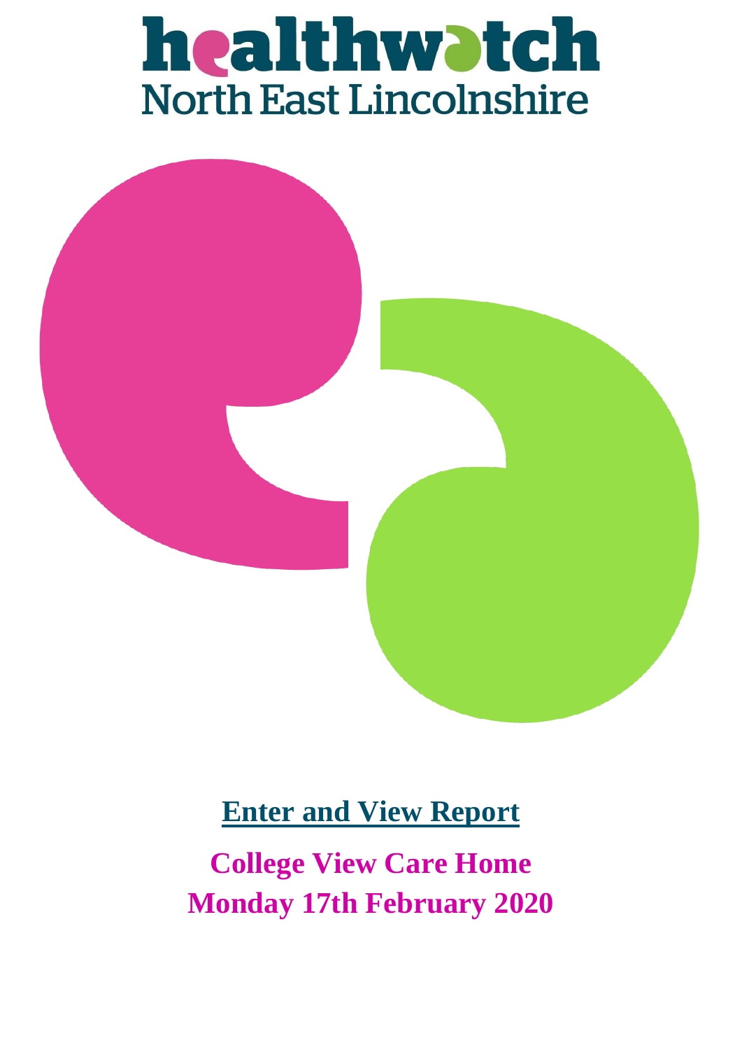# healthwatch

North East Lincolnshire

## Enter and View Report

**College View Care Home**

**Monday 17th February 2020**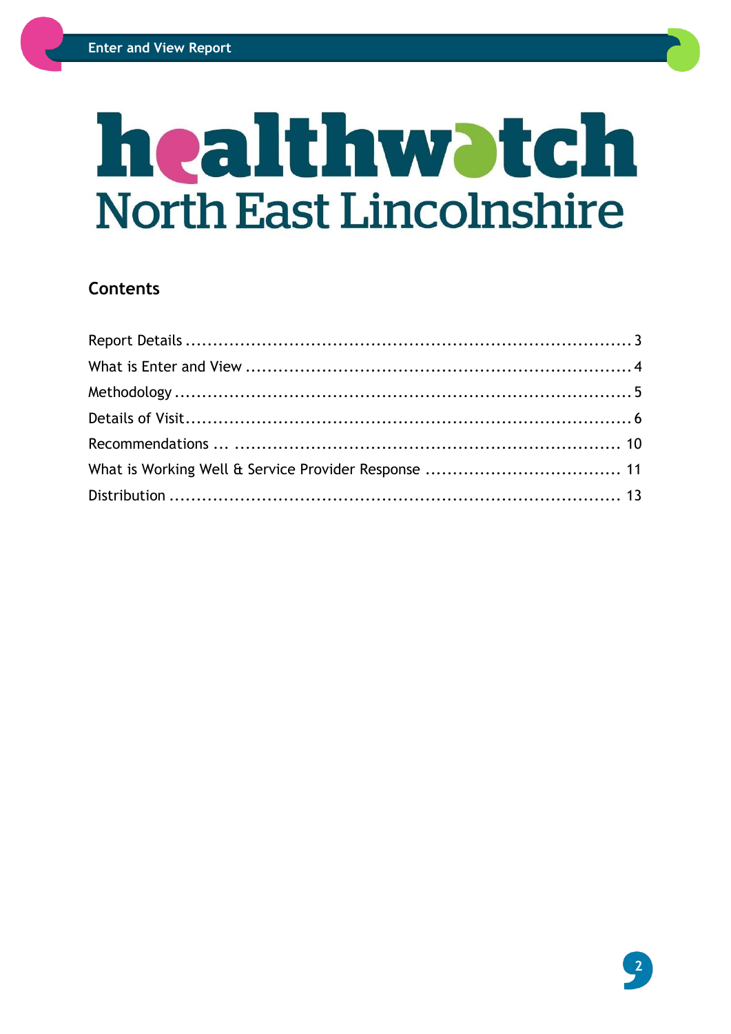# healthwatch North East Lincolnshire

## Contents

Report Details ........................................................................... 3

What is Enter and View ............................................................... 4

Methodology ............................................................................. 5

Details of Visit............................................................................ 6

Recommendations ... ................................................................... 10

What is Working Well & Service Provider Response .................................... 11

Distribution ............................................................................. 13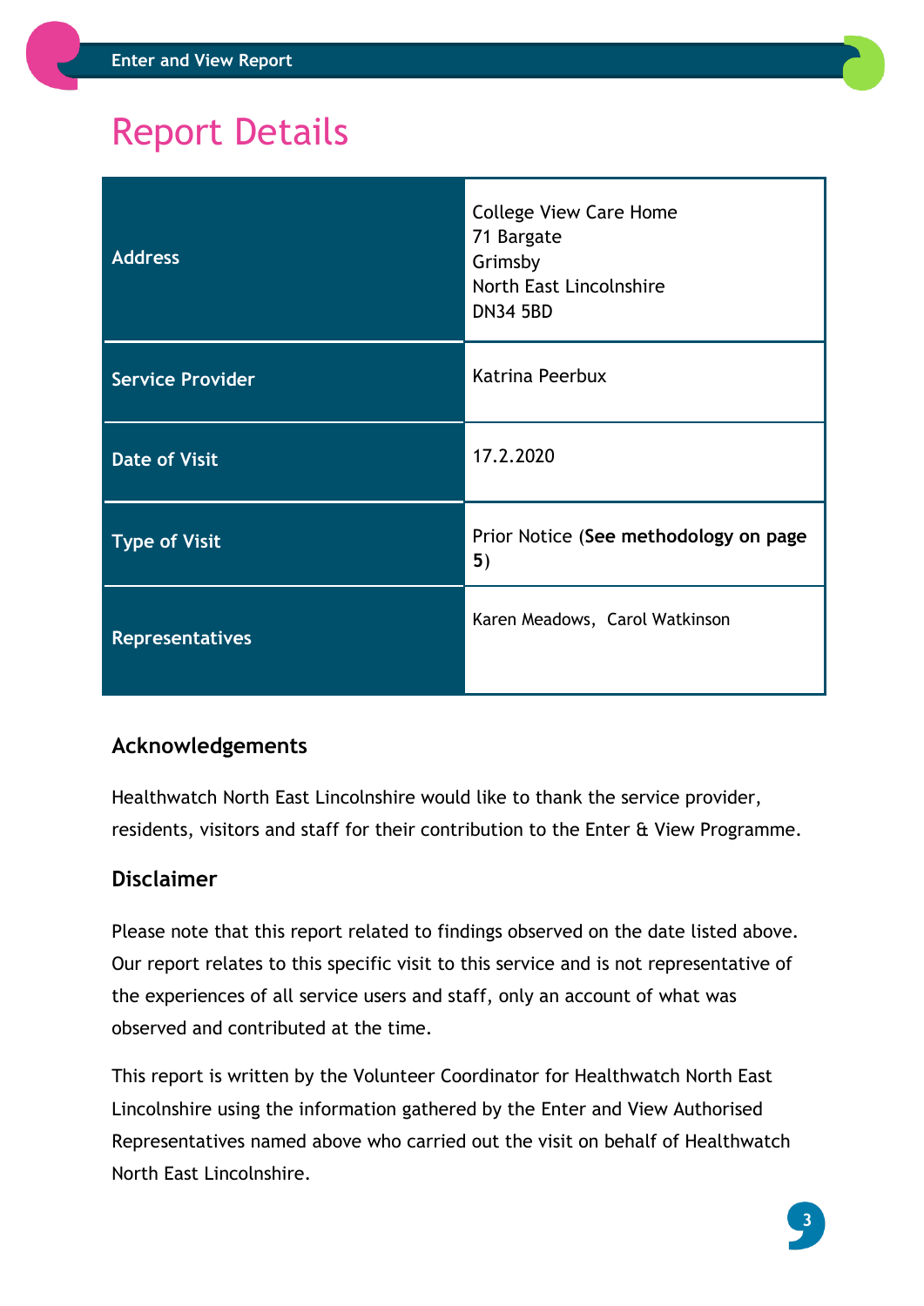# Report Details

| | |
|---|---|
| **Address** | College View Care Home<br>71 Bargate<br>Grimsby<br>North East Lincolnshire<br>DN34 5BD |
| **Service Provider** | Katrina Peerbux |
| **Date of Visit** | 17.2.2020 |
| **Type of Visit** | Prior Notice (**See methodology on page 5**) |
| **Representatives** | Karen Meadows, Carol Watkinson |

### Acknowledgements

Healthwatch North East Lincolnshire would like to thank the service provider, residents, visitors and staff for their contribution to the Enter & View Programme.

### Disclaimer

Please note that this report related to findings observed on the date listed above. Our report relates to this specific visit to this service and is not representative of the experiences of all service users and staff, only an account of what was observed and contributed at the time.

This report is written by the Volunteer Coordinator for Healthwatch North East Lincolnshire using the information gathered by the Enter and View Authorised Representatives named above who carried out the visit on behalf of Healthwatch North East Lincolnshire.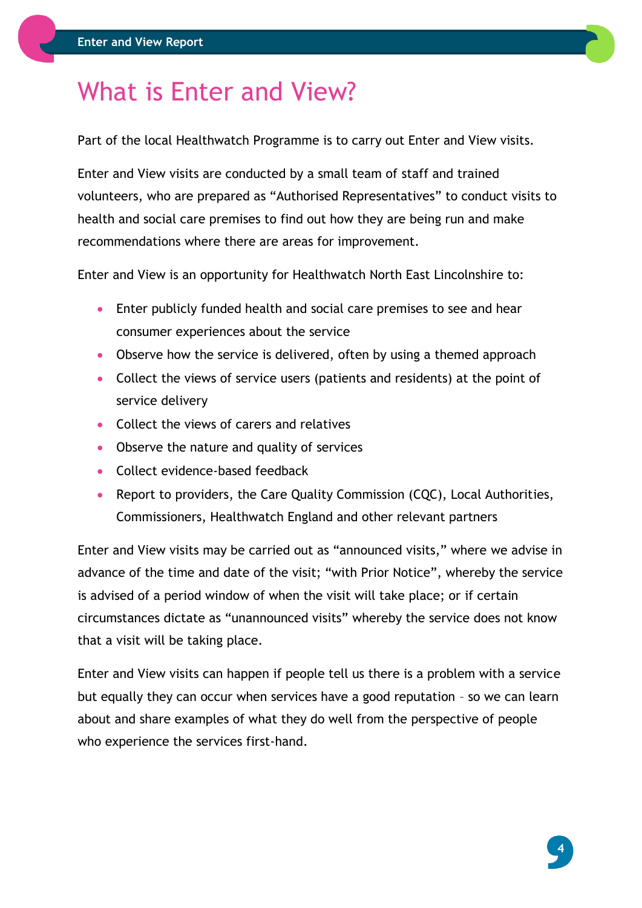# What is Enter and View?

Part of the local Healthwatch Programme is to carry out Enter and View visits.

Enter and View visits are conducted by a small team of staff and trained volunteers, who are prepared as "Authorised Representatives" to conduct visits to health and social care premises to find out how they are being run and make recommendations where there are areas for improvement.

Enter and View is an opportunity for Healthwatch North East Lincolnshire to:

- Enter publicly funded health and social care premises to see and hear consumer experiences about the service
- Observe how the service is delivered, often by using a themed approach
- Collect the views of service users (patients and residents) at the point of service delivery
- Collect the views of carers and relatives
- Observe the nature and quality of services
- Collect evidence-based feedback
- Report to providers, the Care Quality Commission (CQC), Local Authorities, Commissioners, Healthwatch England and other relevant partners

Enter and View visits may be carried out as "announced visits," where we advise in advance of the time and date of the visit; "with Prior Notice", whereby the service is advised of a period window of when the visit will take place; or if certain circumstances dictate as "unannounced visits" whereby the service does not know that a visit will be taking place.

Enter and View visits can happen if people tell us there is a problem with a service but equally they can occur when services have a good reputation – so we can learn about and share examples of what they do well from the perspective of people who experience the services first-hand.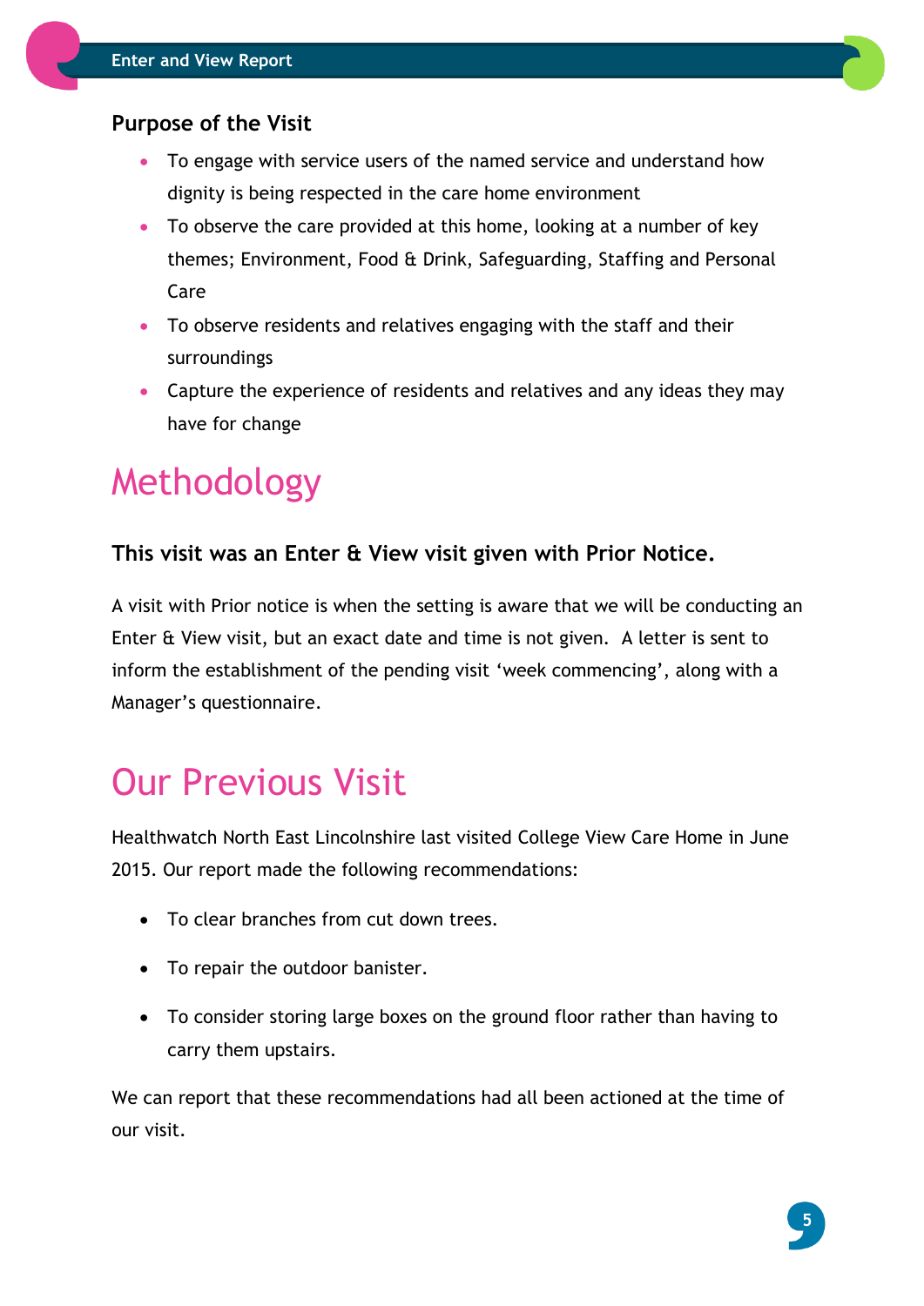### Purpose of the Visit

- To engage with service users of the named service and understand how dignity is being respected in the care home environment
- To observe the care provided at this home, looking at a number of key themes; Environment, Food & Drink, Safeguarding, Staffing and Personal Care
- To observe residents and relatives engaging with the staff and their surroundings
- Capture the experience of residents and relatives and any ideas they may have for change

# Methodology

### This visit was an Enter & View visit given with Prior Notice.

A visit with Prior notice is when the setting is aware that we will be conducting an Enter & View visit, but an exact date and time is not given. A letter is sent to inform the establishment of the pending visit 'week commencing', along with a Manager's questionnaire.

# Our Previous Visit

Healthwatch North East Lincolnshire last visited College View Care Home in June 2015. Our report made the following recommendations:

- To clear branches from cut down trees.
- To repair the outdoor banister.
- To consider storing large boxes on the ground floor rather than having to carry them upstairs.

We can report that these recommendations had all been actioned at the time of our visit.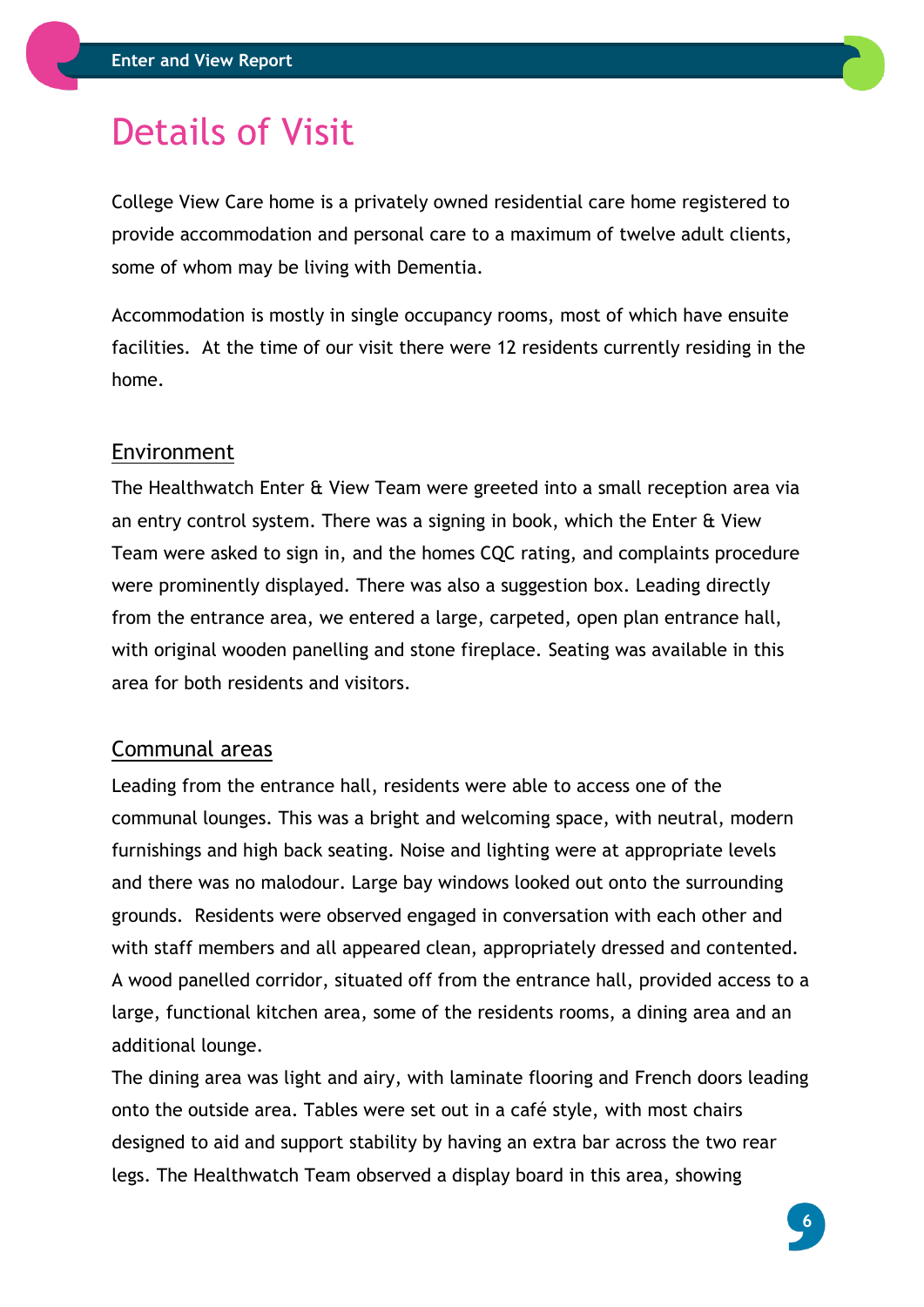# Details of Visit

College View Care home is a privately owned residential care home registered to provide accommodation and personal care to a maximum of twelve adult clients, some of whom may be living with Dementia.

Accommodation is mostly in single occupancy rooms, most of which have ensuite facilities. At the time of our visit there were 12 residents currently residing in the home.

## Environment

The Healthwatch Enter & View Team were greeted into a small reception area via an entry control system. There was a signing in book, which the Enter & View Team were asked to sign in, and the homes CQC rating, and complaints procedure were prominently displayed. There was also a suggestion box. Leading directly from the entrance area, we entered a large, carpeted, open plan entrance hall, with original wooden panelling and stone fireplace. Seating was available in this area for both residents and visitors.

## Communal areas

Leading from the entrance hall, residents were able to access one of the communal lounges. This was a bright and welcoming space, with neutral, modern furnishings and high back seating. Noise and lighting were at appropriate levels and there was no malodour. Large bay windows looked out onto the surrounding grounds. Residents were observed engaged in conversation with each other and with staff members and all appeared clean, appropriately dressed and contented. A wood panelled corridor, situated off from the entrance hall, provided access to a large, functional kitchen area, some of the residents rooms, a dining area and an additional lounge.

The dining area was light and airy, with laminate flooring and French doors leading onto the outside area. Tables were set out in a café style, with most chairs designed to aid and support stability by having an extra bar across the two rear legs. The Healthwatch Team observed a display board in this area, showing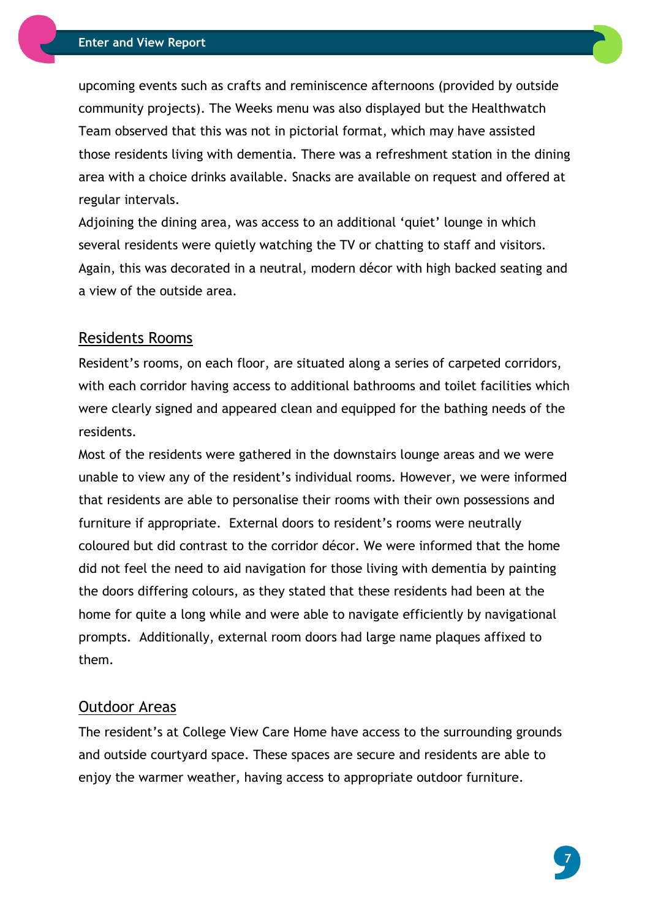upcoming events such as crafts and reminiscence afternoons (provided by outside community projects). The Weeks menu was also displayed but the Healthwatch Team observed that this was not in pictorial format, which may have assisted those residents living with dementia. There was a refreshment station in the dining area with a choice drinks available. Snacks are available on request and offered at regular intervals.

Adjoining the dining area, was access to an additional 'quiet' lounge in which several residents were quietly watching the TV or chatting to staff and visitors. Again, this was decorated in a neutral, modern décor with high backed seating and a view of the outside area.

## Residents Rooms

Resident's rooms, on each floor, are situated along a series of carpeted corridors, with each corridor having access to additional bathrooms and toilet facilities which were clearly signed and appeared clean and equipped for the bathing needs of the residents.

Most of the residents were gathered in the downstairs lounge areas and we were unable to view any of the resident's individual rooms. However, we were informed that residents are able to personalise their rooms with their own possessions and furniture if appropriate. External doors to resident's rooms were neutrally coloured but did contrast to the corridor décor. We were informed that the home did not feel the need to aid navigation for those living with dementia by painting the doors differing colours, as they stated that these residents had been at the home for quite a long while and were able to navigate efficiently by navigational prompts. Additionally, external room doors had large name plaques affixed to them.

## Outdoor Areas

The resident's at College View Care Home have access to the surrounding grounds and outside courtyard space. These spaces are secure and residents are able to enjoy the warmer weather, having access to appropriate outdoor furniture.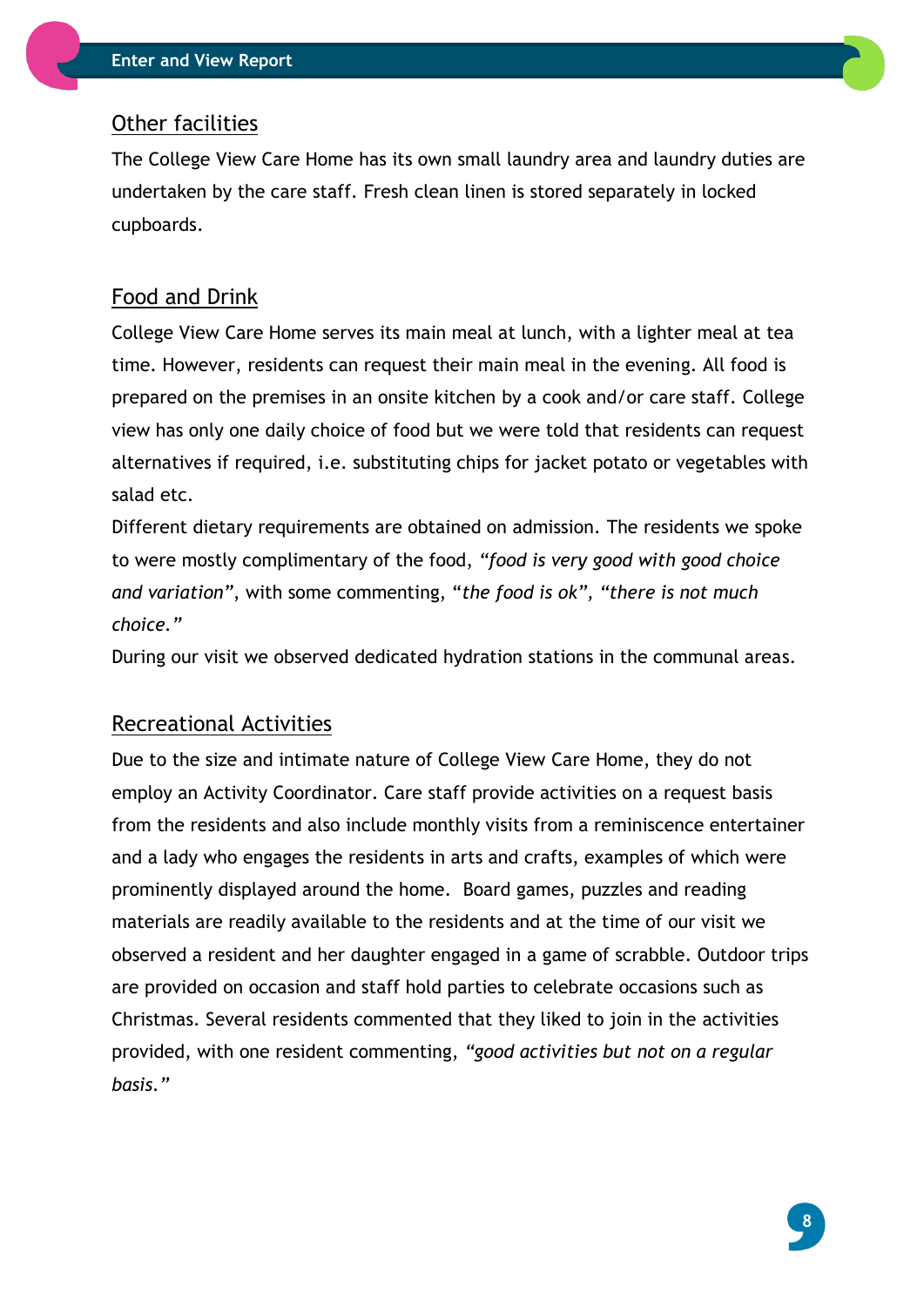## Other facilities

The College View Care Home has its own small laundry area and laundry duties are undertaken by the care staff. Fresh clean linen is stored separately in locked cupboards.

## Food and Drink

College View Care Home serves its main meal at lunch, with a lighter meal at tea time. However, residents can request their main meal in the evening. All food is prepared on the premises in an onsite kitchen by a cook and/or care staff. College view has only one daily choice of food but we were told that residents can request alternatives if required, i.e. substituting chips for jacket potato or vegetables with salad etc.

Different dietary requirements are obtained on admission. The residents we spoke to were mostly complimentary of the food, *"food is very good with good choice and variation"*, with some commenting, "*the food is ok", "there is not much choice."*

During our visit we observed dedicated hydration stations in the communal areas.

## Recreational Activities

Due to the size and intimate nature of College View Care Home, they do not employ an Activity Coordinator. Care staff provide activities on a request basis from the residents and also include monthly visits from a reminiscence entertainer and a lady who engages the residents in arts and crafts, examples of which were prominently displayed around the home. Board games, puzzles and reading materials are readily available to the residents and at the time of our visit we observed a resident and her daughter engaged in a game of scrabble. Outdoor trips are provided on occasion and staff hold parties to celebrate occasions such as Christmas. Several residents commented that they liked to join in the activities provided, with one resident commenting, *"good activities but not on a regular basis."*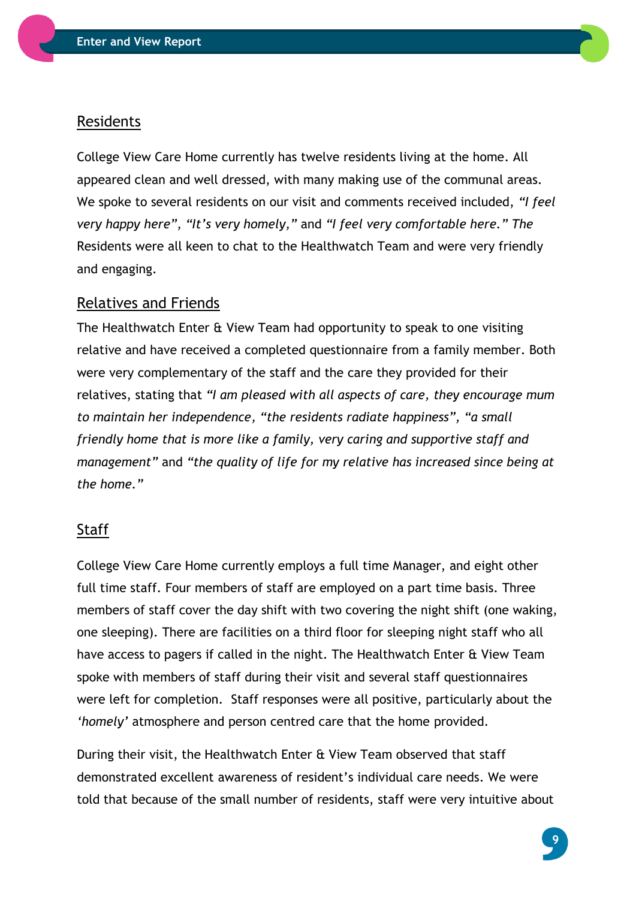## Residents

College View Care Home currently has twelve residents living at the home. All appeared clean and well dressed, with many making use of the communal areas. We spoke to several residents on our visit and comments received included, *"I feel very happy here", "It's very homely,"* and *"I feel very comfortable here." The* Residents were all keen to chat to the Healthwatch Team and were very friendly and engaging.

## Relatives and Friends

The Healthwatch Enter & View Team had opportunity to speak to one visiting relative and have received a completed questionnaire from a family member. Both were very complementary of the staff and the care they provided for their relatives, stating that *"I am pleased with all aspects of care, they encourage mum to maintain her independence, "the residents radiate happiness", "a small friendly home that is more like a family, very caring and supportive staff and management"* and *"the quality of life for my relative has increased since being at the home."*

## Staff

College View Care Home currently employs a full time Manager, and eight other full time staff. Four members of staff are employed on a part time basis. Three members of staff cover the day shift with two covering the night shift (one waking, one sleeping). There are facilities on a third floor for sleeping night staff who all have access to pagers if called in the night. The Healthwatch Enter & View Team spoke with members of staff during their visit and several staff questionnaires were left for completion. Staff responses were all positive, particularly about the *'homely'* atmosphere and person centred care that the home provided.

During their visit, the Healthwatch Enter & View Team observed that staff demonstrated excellent awareness of resident's individual care needs. We were told that because of the small number of residents, staff were very intuitive about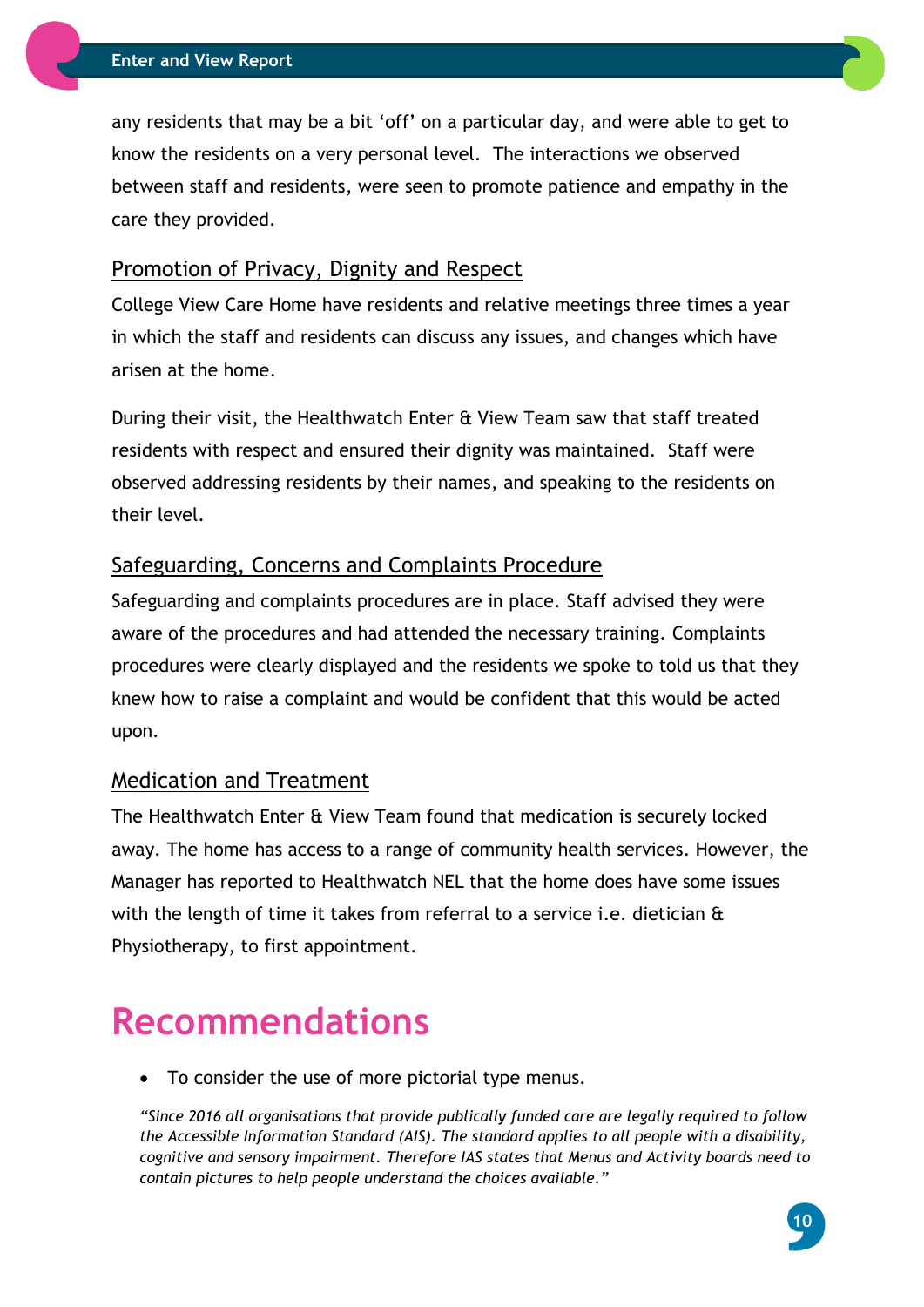any residents that may be a bit 'off' on a particular day, and were able to get to know the residents on a very personal level. The interactions we observed between staff and residents, were seen to promote patience and empathy in the care they provided.

### Promotion of Privacy, Dignity and Respect

College View Care Home have residents and relative meetings three times a year in which the staff and residents can discuss any issues, and changes which have arisen at the home.

During their visit, the Healthwatch Enter & View Team saw that staff treated residents with respect and ensured their dignity was maintained. Staff were observed addressing residents by their names, and speaking to the residents on their level.

### Safeguarding, Concerns and Complaints Procedure

Safeguarding and complaints procedures are in place. Staff advised they were aware of the procedures and had attended the necessary training. Complaints procedures were clearly displayed and the residents we spoke to told us that they knew how to raise a complaint and would be confident that this would be acted upon.

### Medication and Treatment

The Healthwatch Enter & View Team found that medication is securely locked away. The home has access to a range of community health services. However, the Manager has reported to Healthwatch NEL that the home does have some issues with the length of time it takes from referral to a service i.e. dietician & Physiotherapy, to first appointment.

# Recommendations

- To consider the use of more pictorial type menus.

*"Since 2016 all organisations that provide publically funded care are legally required to follow the Accessible Information Standard (AIS). The standard applies to all people with a disability, cognitive and sensory impairment. Therefore IAS states that Menus and Activity boards need to contain pictures to help people understand the choices available."*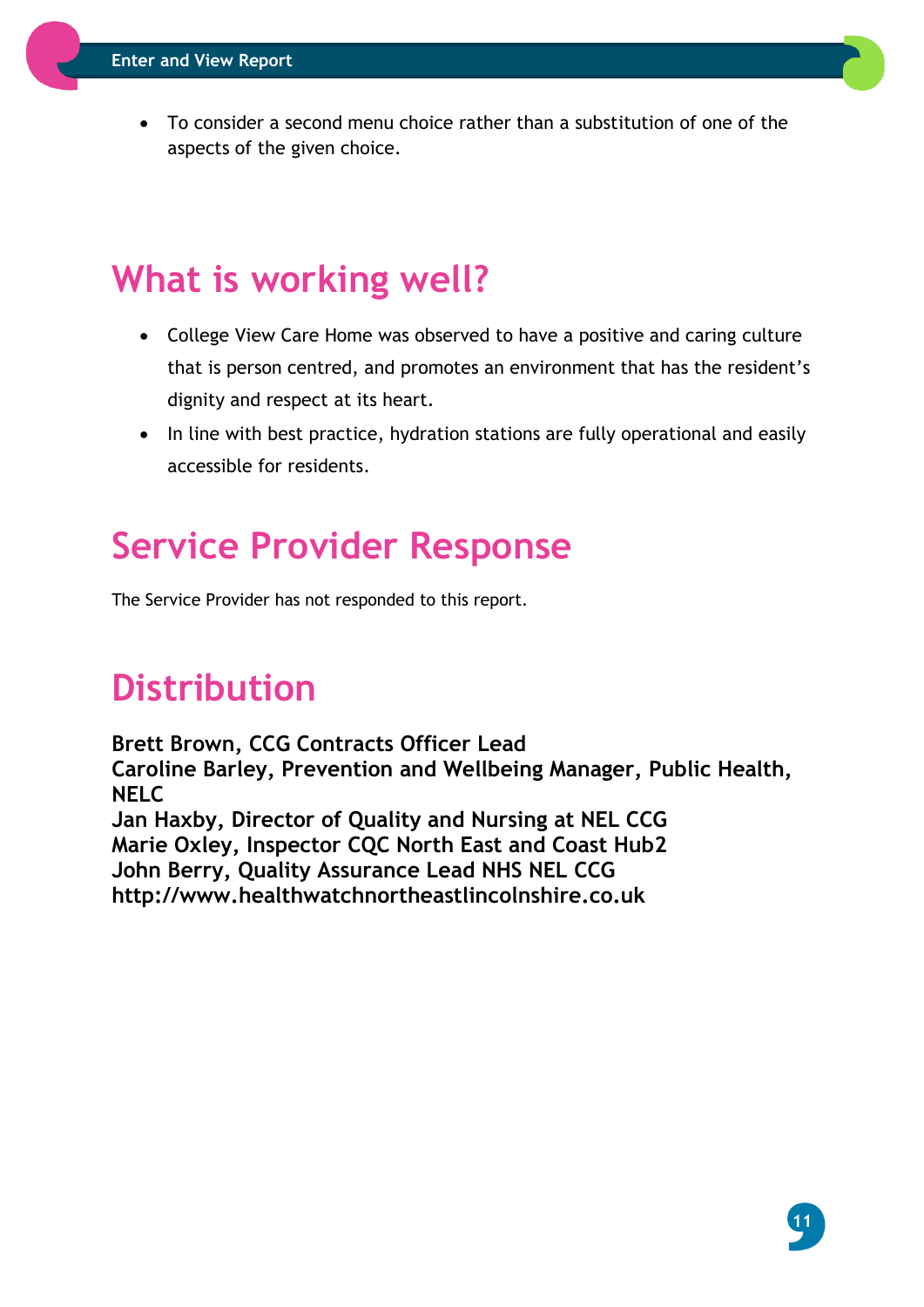- To consider a second menu choice rather than a substitution of one of the aspects of the given choice.

# What is working well?

- College View Care Home was observed to have a positive and caring culture that is person centred, and promotes an environment that has the resident's dignity and respect at its heart.
- In line with best practice, hydration stations are fully operational and easily accessible for residents.

# Service Provider Response

The Service Provider has not responded to this report.

# Distribution

**Brett Brown, CCG Contracts Officer Lead**
**Caroline Barley, Prevention and Wellbeing Manager, Public Health, NELC**
**Jan Haxby, Director of Quality and Nursing at NEL CCG**
**Marie Oxley, Inspector CQC North East and Coast Hub2**
**John Berry, Quality Assurance Lead NHS NEL CCG**
**http://www.healthwatchnortheastlincolnshire.co.uk**